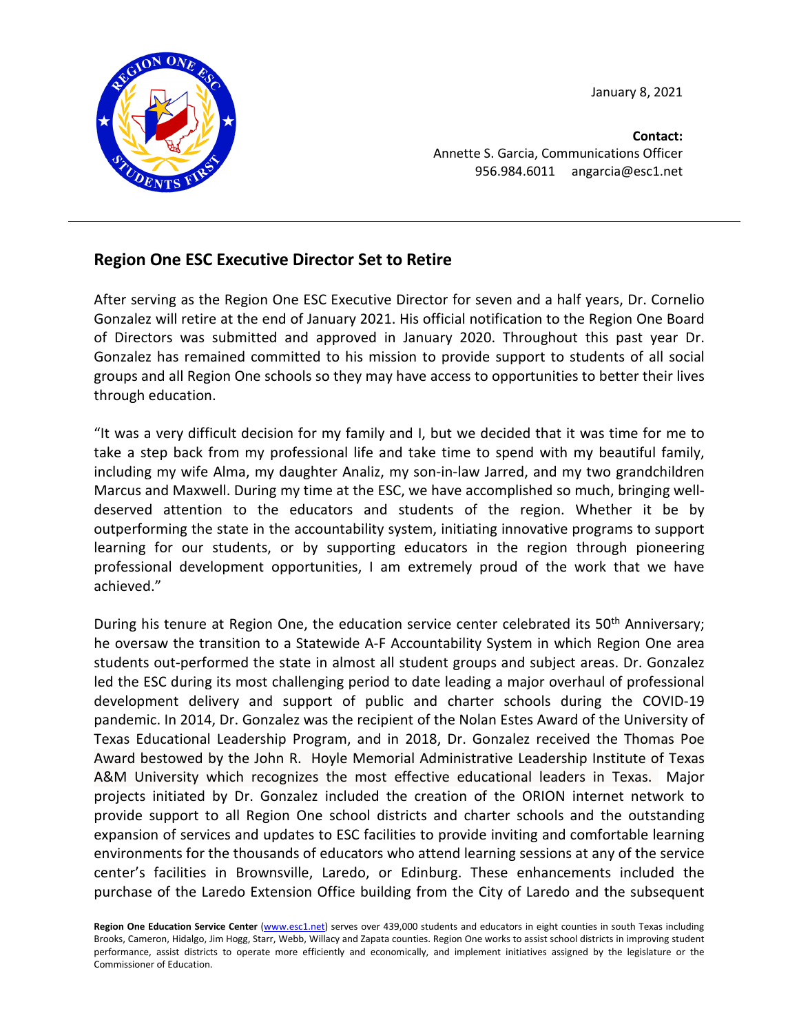January 8, 2021

**Contact:**
Annette S. Garcia, Communications Officer
956.984.6011 angarcia@esc1.net

---

## Region One ESC Executive Director Set to Retire

After serving as the Region One ESC Executive Director for seven and a half years, Dr. Cornelio Gonzalez will retire at the end of January 2021. His official notification to the Region One Board of Directors was submitted and approved in January 2020. Throughout this past year Dr. Gonzalez has remained committed to his mission to provide support to students of all social groups and all Region One schools so they may have access to opportunities to better their lives through education.

"It was a very difficult decision for my family and I, but we decided that it was time for me to take a step back from my professional life and take time to spend with my beautiful family, including my wife Alma, my daughter Analiz, my son-in-law Jarred, and my two grandchildren Marcus and Maxwell. During my time at the ESC, we have accomplished so much, bringing well-deserved attention to the educators and students of the region. Whether it be by outperforming the state in the accountability system, initiating innovative programs to support learning for our students, or by supporting educators in the region through pioneering professional development opportunities, I am extremely proud of the work that we have achieved."

During his tenure at Region One, the education service center celebrated its 50th Anniversary; he oversaw the transition to a Statewide A-F Accountability System in which Region One area students out-performed the state in almost all student groups and subject areas. Dr. Gonzalez led the ESC during its most challenging period to date leading a major overhaul of professional development delivery and support of public and charter schools during the COVID-19 pandemic. In 2014, Dr. Gonzalez was the recipient of the Nolan Estes Award of the University of Texas Educational Leadership Program, and in 2018, Dr. Gonzalez received the Thomas Poe Award bestowed by the John R. Hoyle Memorial Administrative Leadership Institute of Texas A&M University which recognizes the most effective educational leaders in Texas. Major projects initiated by Dr. Gonzalez included the creation of the ORION internet network to provide support to all Region One school districts and charter schools and the outstanding expansion of services and updates to ESC facilities to provide inviting and comfortable learning environments for the thousands of educators who attend learning sessions at any of the service center's facilities in Brownsville, Laredo, or Edinburg. These enhancements included the purchase of the Laredo Extension Office building from the City of Laredo and the subsequent

**Region One Education Service Center** (www.esc1.net) serves over 439,000 students and educators in eight counties in south Texas including Brooks, Cameron, Hidalgo, Jim Hogg, Starr, Webb, Willacy and Zapata counties. Region One works to assist school districts in improving student performance, assist districts to operate more efficiently and economically, and implement initiatives assigned by the legislature or the Commissioner of Education.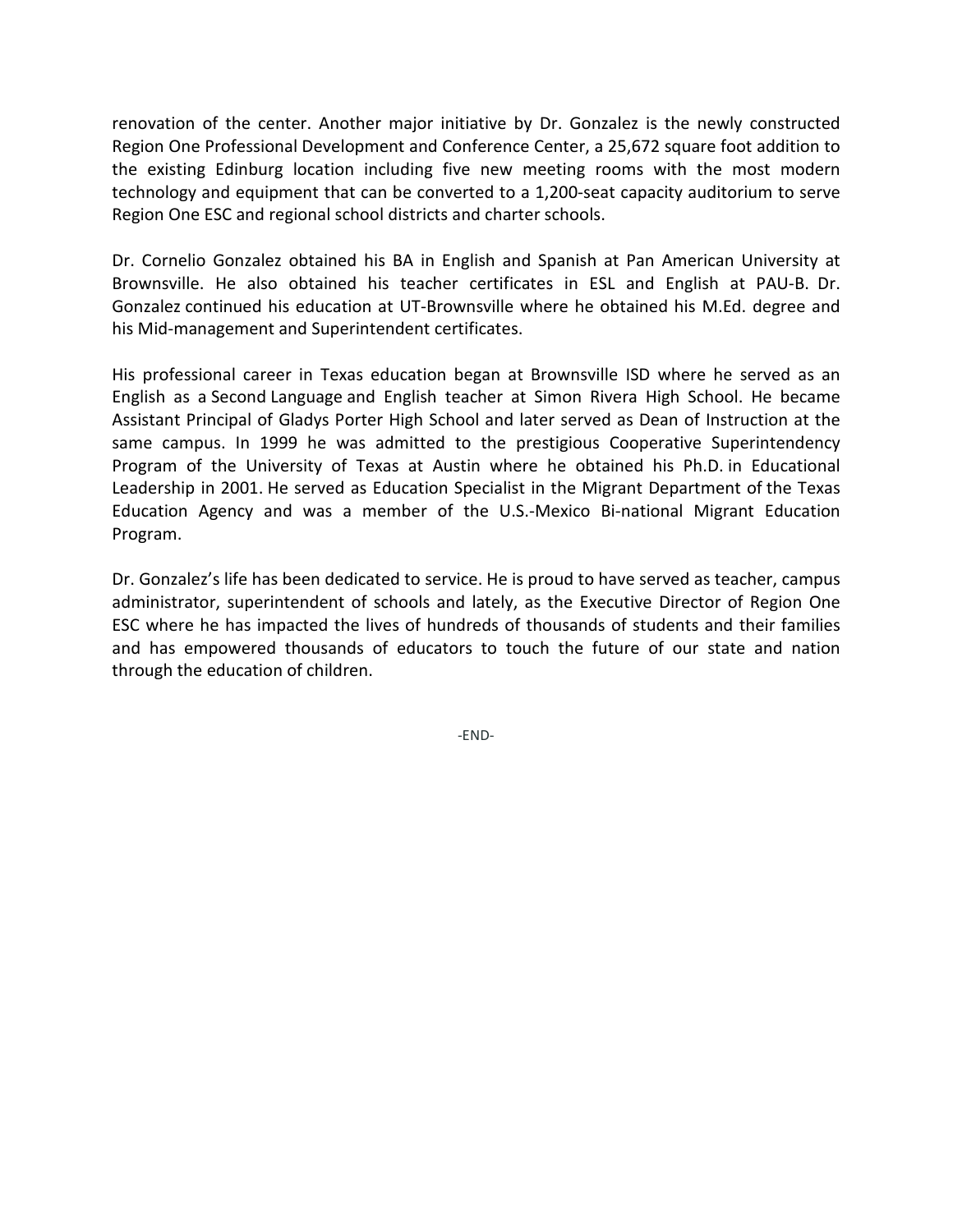renovation of the center. Another major initiative by Dr. Gonzalez is the newly constructed Region One Professional Development and Conference Center, a 25,672 square foot addition to the existing Edinburg location including five new meeting rooms with the most modern technology and equipment that can be converted to a 1,200-seat capacity auditorium to serve Region One ESC and regional school districts and charter schools.

Dr. Cornelio Gonzalez obtained his BA in English and Spanish at Pan American University at Brownsville. He also obtained his teacher certificates in ESL and English at PAU-B. Dr. Gonzalez continued his education at UT-Brownsville where he obtained his M.Ed. degree and his Mid-management and Superintendent certificates.

His professional career in Texas education began at Brownsville ISD where he served as an English as a Second Language and English teacher at Simon Rivera High School. He became Assistant Principal of Gladys Porter High School and later served as Dean of Instruction at the same campus. In 1999 he was admitted to the prestigious Cooperative Superintendency Program of the University of Texas at Austin where he obtained his Ph.D. in Educational Leadership in 2001. He served as Education Specialist in the Migrant Department of the Texas Education Agency and was a member of the U.S.-Mexico Bi-national Migrant Education Program.

Dr. Gonzalez's life has been dedicated to service. He is proud to have served as teacher, campus administrator, superintendent of schools and lately, as the Executive Director of Region One ESC where he has impacted the lives of hundreds of thousands of students and their families and has empowered thousands of educators to touch the future of our state and nation through the education of children.

-END-